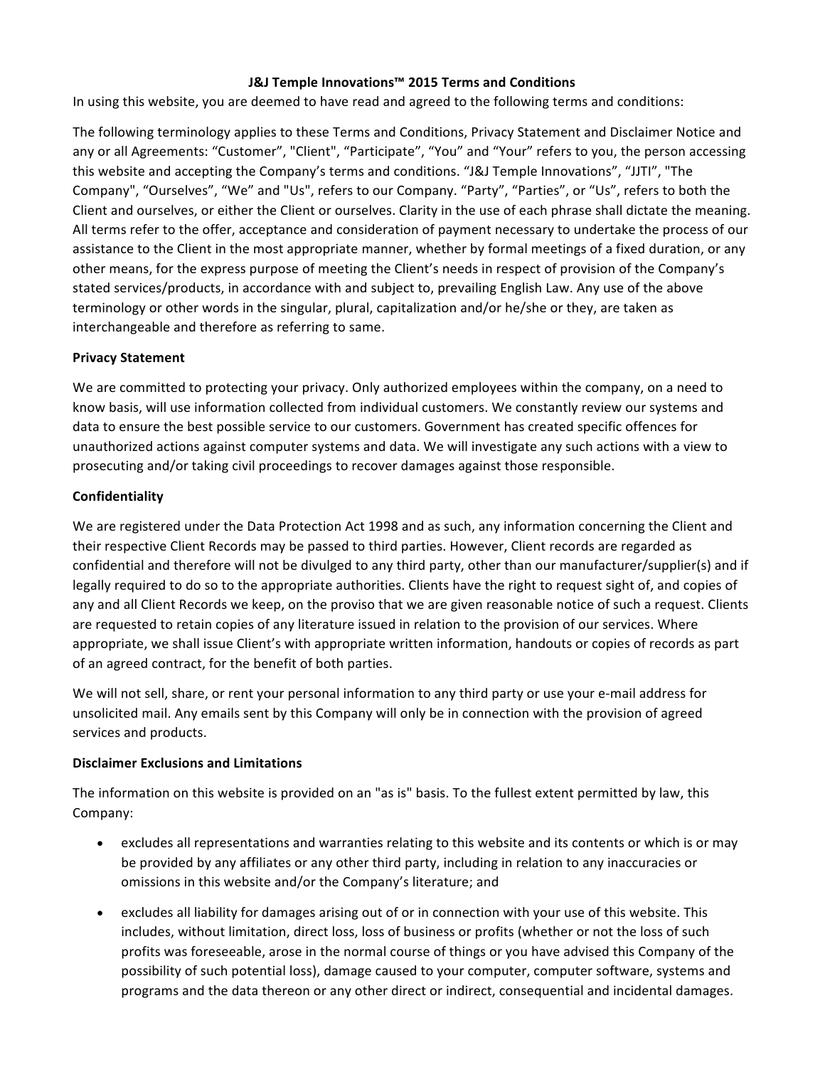# J&J Temple Innovations™ 2015 Terms and Conditions

In using this website, you are deemed to have read and agreed to the following terms and conditions:

The following terminology applies to these Terms and Conditions, Privacy Statement and Disclaimer Notice and any or all Agreements: "Customer", "Client", "Participate", "You" and "Your" refers to you, the person accessing this website and accepting the Company's terms and conditions. "J&J Temple Innovations", "JJTI", "The Company", "Ourselves", "We" and "Us", refers to our Company. "Party", "Parties", or "Us", refers to both the Client and ourselves, or either the Client or ourselves. Clarity in the use of each phrase shall dictate the meaning. All terms refer to the offer, acceptance and consideration of payment necessary to undertake the process of our assistance to the Client in the most appropriate manner, whether by formal meetings of a fixed duration, or any other means, for the express purpose of meeting the Client's needs in respect of provision of the Company's stated services/products, in accordance with and subject to, prevailing English Law. Any use of the above terminology or other words in the singular, plural, capitalization and/or he/she or they, are taken as interchangeable and therefore as referring to same.

**Privacy Statement**

We are committed to protecting your privacy. Only authorized employees within the company, on a need to know basis, will use information collected from individual customers. We constantly review our systems and data to ensure the best possible service to our customers. Government has created specific offences for unauthorized actions against computer systems and data. We will investigate any such actions with a view to prosecuting and/or taking civil proceedings to recover damages against those responsible.

**Confidentiality**

We are registered under the Data Protection Act 1998 and as such, any information concerning the Client and their respective Client Records may be passed to third parties. However, Client records are regarded as confidential and therefore will not be divulged to any third party, other than our manufacturer/supplier(s) and if legally required to do so to the appropriate authorities. Clients have the right to request sight of, and copies of any and all Client Records we keep, on the proviso that we are given reasonable notice of such a request. Clients are requested to retain copies of any literature issued in relation to the provision of our services. Where appropriate, we shall issue Client's with appropriate written information, handouts or copies of records as part of an agreed contract, for the benefit of both parties.

We will not sell, share, or rent your personal information to any third party or use your e-mail address for unsolicited mail. Any emails sent by this Company will only be in connection with the provision of agreed services and products.

**Disclaimer Exclusions and Limitations**

The information on this website is provided on an "as is" basis. To the fullest extent permitted by law, this Company:

- excludes all representations and warranties relating to this website and its contents or which is or may be provided by any affiliates or any other third party, including in relation to any inaccuracies or omissions in this website and/or the Company's literature; and
- excludes all liability for damages arising out of or in connection with your use of this website. This includes, without limitation, direct loss, loss of business or profits (whether or not the loss of such profits was foreseeable, arose in the normal course of things or you have advised this Company of the possibility of such potential loss), damage caused to your computer, computer software, systems and programs and the data thereon or any other direct or indirect, consequential and incidental damages.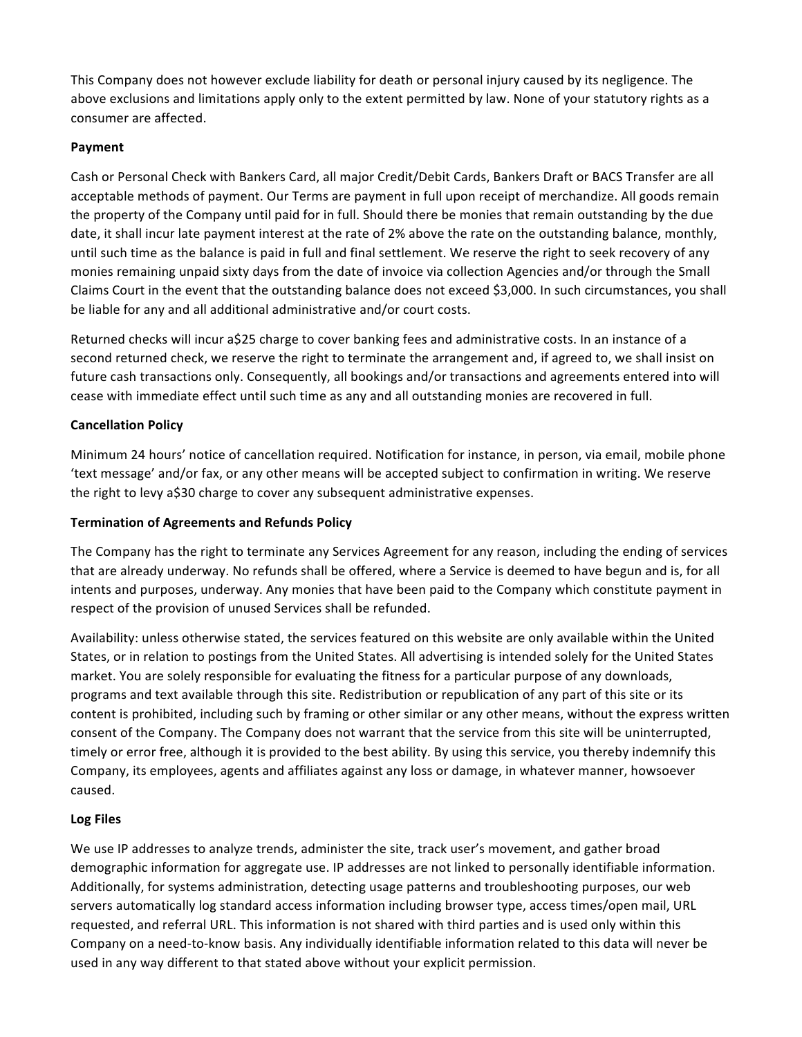This Company does not however exclude liability for death or personal injury caused by its negligence. The above exclusions and limitations apply only to the extent permitted by law. None of your statutory rights as a consumer are affected.

**Payment**

Cash or Personal Check with Bankers Card, all major Credit/Debit Cards, Bankers Draft or BACS Transfer are all acceptable methods of payment. Our Terms are payment in full upon receipt of merchandize. All goods remain the property of the Company until paid for in full. Should there be monies that remain outstanding by the due date, it shall incur late payment interest at the rate of 2% above the rate on the outstanding balance, monthly, until such time as the balance is paid in full and final settlement. We reserve the right to seek recovery of any monies remaining unpaid sixty days from the date of invoice via collection Agencies and/or through the Small Claims Court in the event that the outstanding balance does not exceed $3,000. In such circumstances, you shall be liable for any and all additional administrative and/or court costs.

Returned checks will incur a$25 charge to cover banking fees and administrative costs. In an instance of a second returned check, we reserve the right to terminate the arrangement and, if agreed to, we shall insist on future cash transactions only. Consequently, all bookings and/or transactions and agreements entered into will cease with immediate effect until such time as any and all outstanding monies are recovered in full.

**Cancellation Policy**

Minimum 24 hours' notice of cancellation required. Notification for instance, in person, via email, mobile phone 'text message' and/or fax, or any other means will be accepted subject to confirmation in writing. We reserve the right to levy a$30 charge to cover any subsequent administrative expenses.

**Termination of Agreements and Refunds Policy**

The Company has the right to terminate any Services Agreement for any reason, including the ending of services that are already underway. No refunds shall be offered, where a Service is deemed to have begun and is, for all intents and purposes, underway. Any monies that have been paid to the Company which constitute payment in respect of the provision of unused Services shall be refunded.

Availability: unless otherwise stated, the services featured on this website are only available within the United States, or in relation to postings from the United States. All advertising is intended solely for the United States market. You are solely responsible for evaluating the fitness for a particular purpose of any downloads, programs and text available through this site. Redistribution or republication of any part of this site or its content is prohibited, including such by framing or other similar or any other means, without the express written consent of the Company. The Company does not warrant that the service from this site will be uninterrupted, timely or error free, although it is provided to the best ability. By using this service, you thereby indemnify this Company, its employees, agents and affiliates against any loss or damage, in whatever manner, howsoever caused.

**Log Files**

We use IP addresses to analyze trends, administer the site, track user's movement, and gather broad demographic information for aggregate use. IP addresses are not linked to personally identifiable information. Additionally, for systems administration, detecting usage patterns and troubleshooting purposes, our web servers automatically log standard access information including browser type, access times/open mail, URL requested, and referral URL. This information is not shared with third parties and is used only within this Company on a need-to-know basis. Any individually identifiable information related to this data will never be used in any way different to that stated above without your explicit permission.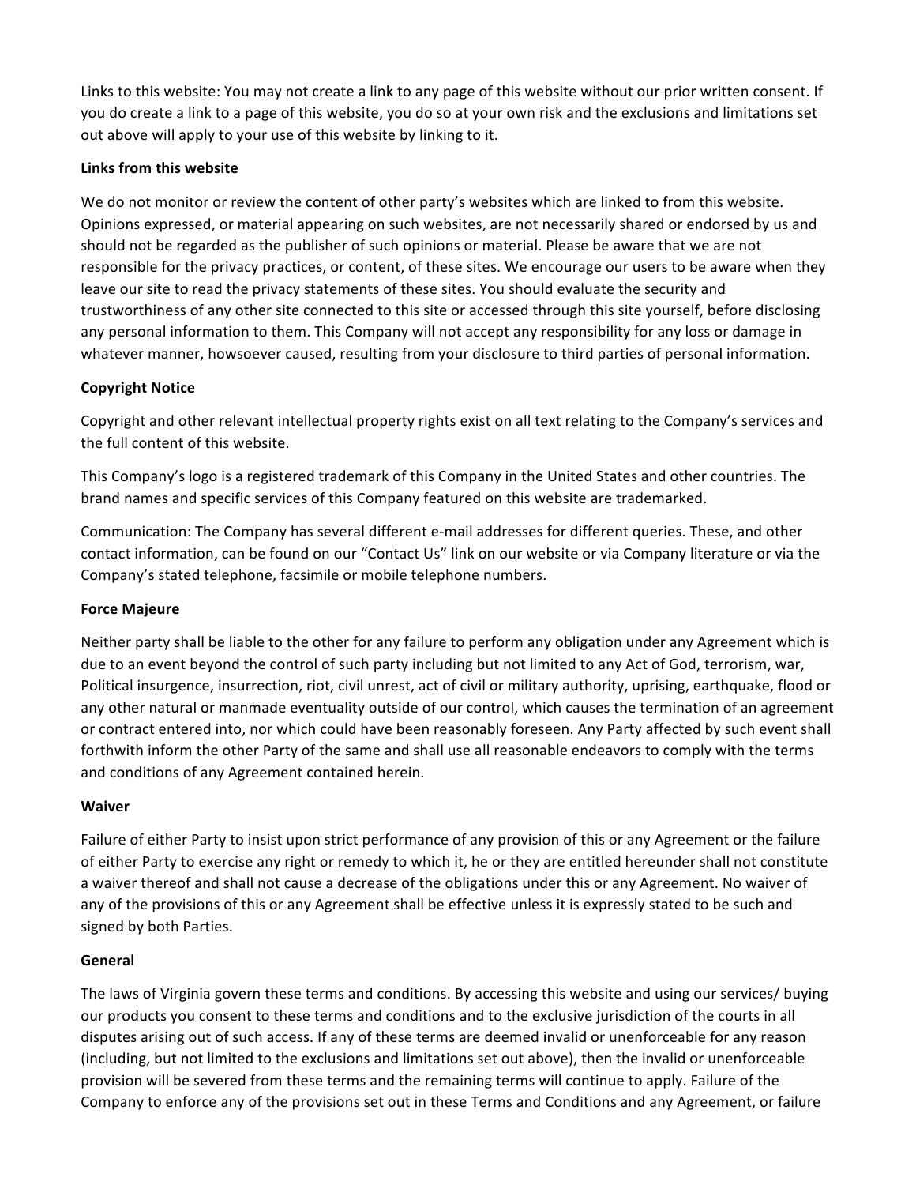Links to this website: You may not create a link to any page of this website without our prior written consent. If you do create a link to a page of this website, you do so at your own risk and the exclusions and limitations set out above will apply to your use of this website by linking to it.

**Links from this website**

We do not monitor or review the content of other party's websites which are linked to from this website. Opinions expressed, or material appearing on such websites, are not necessarily shared or endorsed by us and should not be regarded as the publisher of such opinions or material. Please be aware that we are not responsible for the privacy practices, or content, of these sites. We encourage our users to be aware when they leave our site to read the privacy statements of these sites. You should evaluate the security and trustworthiness of any other site connected to this site or accessed through this site yourself, before disclosing any personal information to them. This Company will not accept any responsibility for any loss or damage in whatever manner, howsoever caused, resulting from your disclosure to third parties of personal information.

**Copyright Notice**

Copyright and other relevant intellectual property rights exist on all text relating to the Company's services and the full content of this website.

This Company's logo is a registered trademark of this Company in the United States and other countries. The brand names and specific services of this Company featured on this website are trademarked.

Communication: The Company has several different e-mail addresses for different queries. These, and other contact information, can be found on our "Contact Us" link on our website or via Company literature or via the Company's stated telephone, facsimile or mobile telephone numbers.

**Force Majeure**

Neither party shall be liable to the other for any failure to perform any obligation under any Agreement which is due to an event beyond the control of such party including but not limited to any Act of God, terrorism, war, Political insurgence, insurrection, riot, civil unrest, act of civil or military authority, uprising, earthquake, flood or any other natural or manmade eventuality outside of our control, which causes the termination of an agreement or contract entered into, nor which could have been reasonably foreseen. Any Party affected by such event shall forthwith inform the other Party of the same and shall use all reasonable endeavors to comply with the terms and conditions of any Agreement contained herein.

**Waiver**

Failure of either Party to insist upon strict performance of any provision of this or any Agreement or the failure of either Party to exercise any right or remedy to which it, he or they are entitled hereunder shall not constitute a waiver thereof and shall not cause a decrease of the obligations under this or any Agreement. No waiver of any of the provisions of this or any Agreement shall be effective unless it is expressly stated to be such and signed by both Parties.

**General**

The laws of Virginia govern these terms and conditions. By accessing this website and using our services/ buying our products you consent to these terms and conditions and to the exclusive jurisdiction of the courts in all disputes arising out of such access. If any of these terms are deemed invalid or unenforceable for any reason (including, but not limited to the exclusions and limitations set out above), then the invalid or unenforceable provision will be severed from these terms and the remaining terms will continue to apply. Failure of the Company to enforce any of the provisions set out in these Terms and Conditions and any Agreement, or failure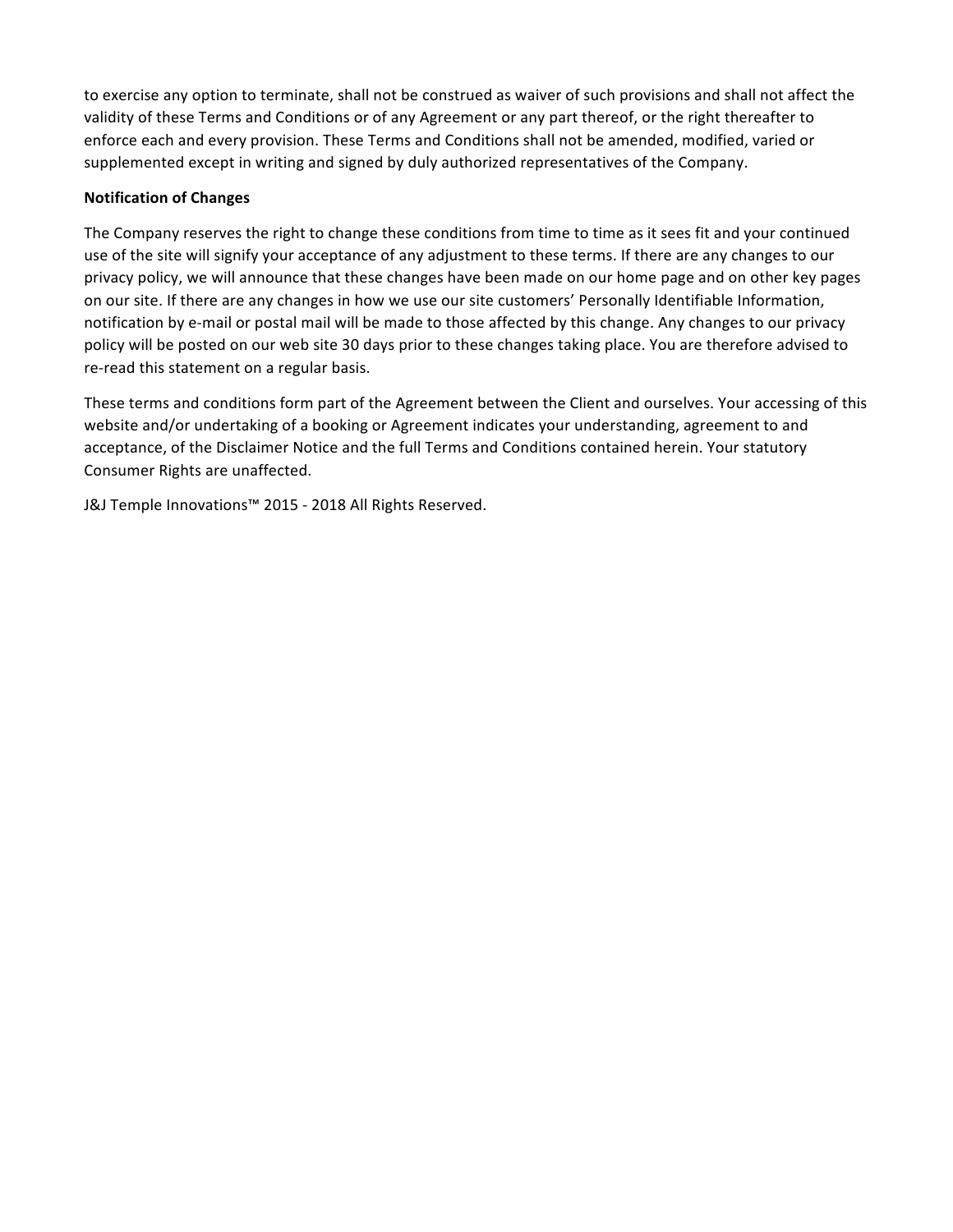to exercise any option to terminate, shall not be construed as waiver of such provisions and shall not affect the validity of these Terms and Conditions or of any Agreement or any part thereof, or the right thereafter to enforce each and every provision. These Terms and Conditions shall not be amended, modified, varied or supplemented except in writing and signed by duly authorized representatives of the Company.

**Notification of Changes**

The Company reserves the right to change these conditions from time to time as it sees fit and your continued use of the site will signify your acceptance of any adjustment to these terms. If there are any changes to our privacy policy, we will announce that these changes have been made on our home page and on other key pages on our site. If there are any changes in how we use our site customers' Personally Identifiable Information, notification by e-mail or postal mail will be made to those affected by this change. Any changes to our privacy policy will be posted on our web site 30 days prior to these changes taking place. You are therefore advised to re-read this statement on a regular basis.

These terms and conditions form part of the Agreement between the Client and ourselves. Your accessing of this website and/or undertaking of a booking or Agreement indicates your understanding, agreement to and acceptance, of the Disclaimer Notice and the full Terms and Conditions contained herein. Your statutory Consumer Rights are unaffected.

J&J Temple Innovations™ 2015 - 2018 All Rights Reserved.